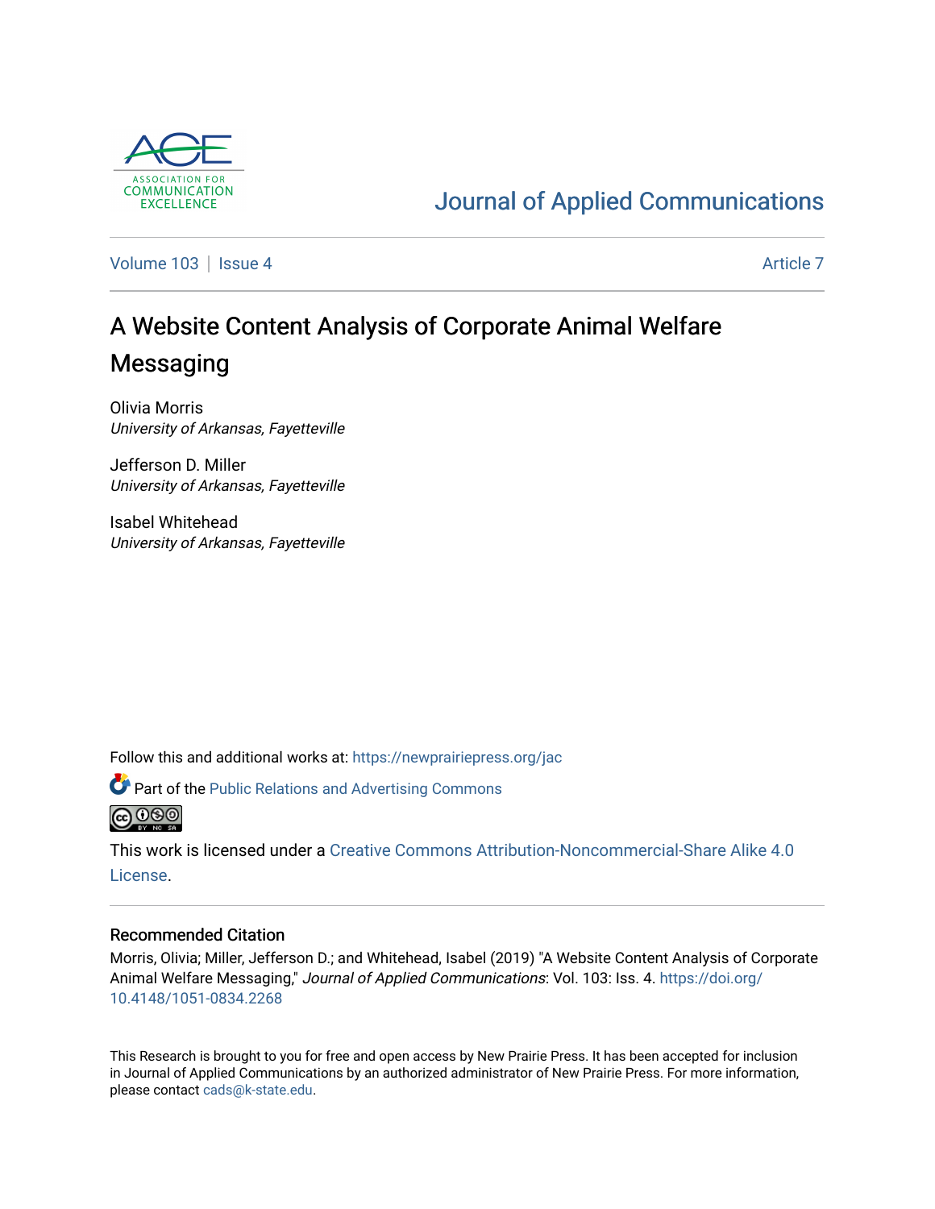Journal of Applied Communications

Volume 103 | Issue 4 — Article 7

# A Website Content Analysis of Corporate Animal Welfare Messaging

Olivia Morris
*University of Arkansas, Fayetteville*

Jefferson D. Miller
*University of Arkansas, Fayetteville*

Isabel Whitehead
*University of Arkansas, Fayetteville*

Follow this and additional works at: https://newprairiepress.org/jac

Part of the Public Relations and Advertising Commons

This work is licensed under a Creative Commons Attribution-Noncommercial-Share Alike 4.0 License.

## Recommended Citation

Morris, Olivia; Miller, Jefferson D.; and Whitehead, Isabel (2019) "A Website Content Analysis of Corporate Animal Welfare Messaging," *Journal of Applied Communications*: Vol. 103: Iss. 4. https://doi.org/10.4148/1051-0834.2268

This Research is brought to you for free and open access by New Prairie Press. It has been accepted for inclusion in Journal of Applied Communications by an authorized administrator of New Prairie Press. For more information, please contact cads@k-state.edu.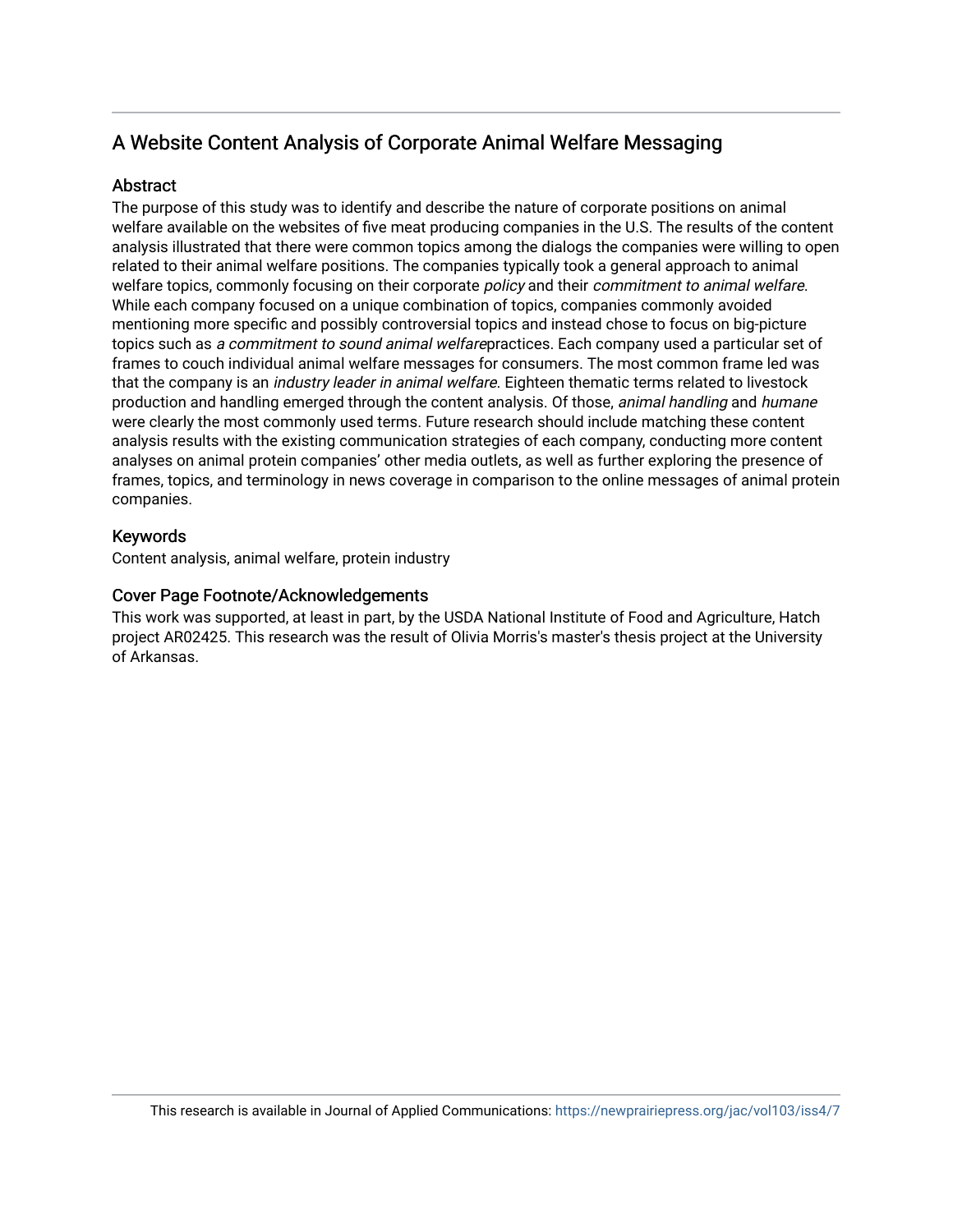# A Website Content Analysis of Corporate Animal Welfare Messaging

## Abstract

The purpose of this study was to identify and describe the nature of corporate positions on animal welfare available on the websites of five meat producing companies in the U.S. The results of the content analysis illustrated that there were common topics among the dialogs the companies were willing to open related to their animal welfare positions. The companies typically took a general approach to animal welfare topics, commonly focusing on their corporate *policy* and their *commitment to animal welfare*. While each company focused on a unique combination of topics, companies commonly avoided mentioning more specific and possibly controversial topics and instead chose to focus on big-picture topics such as *a commitment to sound animal welfare*practices. Each company used a particular set of frames to couch individual animal welfare messages for consumers. The most common frame led was that the company is an *industry leader in animal welfare*. Eighteen thematic terms related to livestock production and handling emerged through the content analysis. Of those, *animal handling* and *humane* were clearly the most commonly used terms. Future research should include matching these content analysis results with the existing communication strategies of each company, conducting more content analyses on animal protein companies' other media outlets, as well as further exploring the presence of frames, topics, and terminology in news coverage in comparison to the online messages of animal protein companies.

## Keywords

Content analysis, animal welfare, protein industry

## Cover Page Footnote/Acknowledgements

This work was supported, at least in part, by the USDA National Institute of Food and Agriculture, Hatch project AR02425. This research was the result of Olivia Morris's master's thesis project at the University of Arkansas.

This research is available in Journal of Applied Communications: https://newprairiepress.org/jac/vol103/iss4/7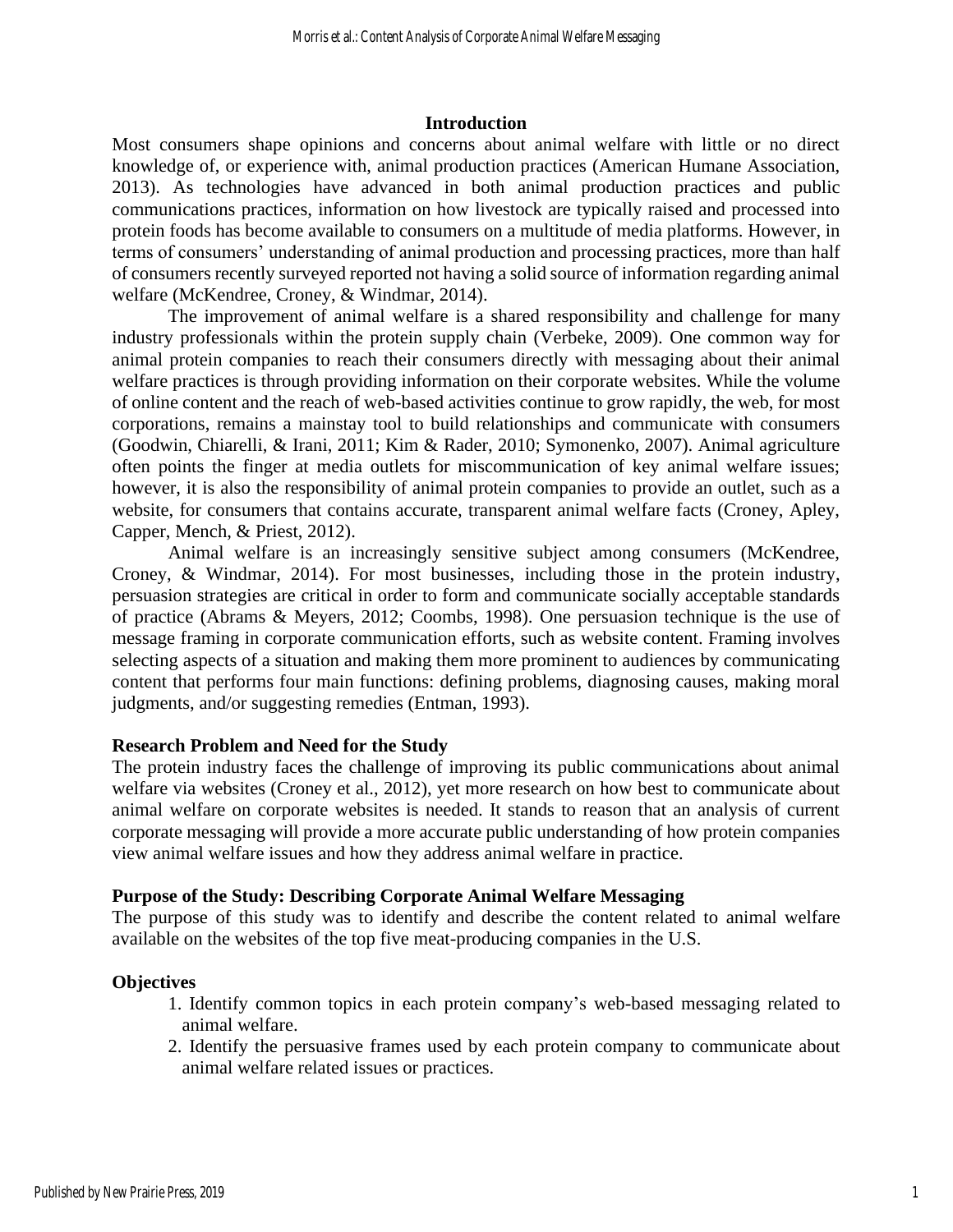## Introduction

Most consumers shape opinions and concerns about animal welfare with little or no direct knowledge of, or experience with, animal production practices (American Humane Association, 2013). As technologies have advanced in both animal production practices and public communications practices, information on how livestock are typically raised and processed into protein foods has become available to consumers on a multitude of media platforms. However, in terms of consumers' understanding of animal production and processing practices, more than half of consumers recently surveyed reported not having a solid source of information regarding animal welfare (McKendree, Croney, & Windmar, 2014).

The improvement of animal welfare is a shared responsibility and challenge for many industry professionals within the protein supply chain (Verbeke, 2009). One common way for animal protein companies to reach their consumers directly with messaging about their animal welfare practices is through providing information on their corporate websites. While the volume of online content and the reach of web-based activities continue to grow rapidly, the web, for most corporations, remains a mainstay tool to build relationships and communicate with consumers (Goodwin, Chiarelli, & Irani, 2011; Kim & Rader, 2010; Symonenko, 2007). Animal agriculture often points the finger at media outlets for miscommunication of key animal welfare issues; however, it is also the responsibility of animal protein companies to provide an outlet, such as a website, for consumers that contains accurate, transparent animal welfare facts (Croney, Apley, Capper, Mench, & Priest, 2012).

Animal welfare is an increasingly sensitive subject among consumers (McKendree, Croney, & Windmar, 2014). For most businesses, including those in the protein industry, persuasion strategies are critical in order to form and communicate socially acceptable standards of practice (Abrams & Meyers, 2012; Coombs, 1998). One persuasion technique is the use of message framing in corporate communication efforts, such as website content. Framing involves selecting aspects of a situation and making them more prominent to audiences by communicating content that performs four main functions: defining problems, diagnosing causes, making moral judgments, and/or suggesting remedies (Entman, 1993).

### Research Problem and Need for the Study

The protein industry faces the challenge of improving its public communications about animal welfare via websites (Croney et al., 2012), yet more research on how best to communicate about animal welfare on corporate websites is needed. It stands to reason that an analysis of current corporate messaging will provide a more accurate public understanding of how protein companies view animal welfare issues and how they address animal welfare in practice.

### Purpose of the Study: Describing Corporate Animal Welfare Messaging

The purpose of this study was to identify and describe the content related to animal welfare available on the websites of the top five meat-producing companies in the U.S.

### Objectives

1. Identify common topics in each protein company's web-based messaging related to animal welfare.
2. Identify the persuasive frames used by each protein company to communicate about animal welfare related issues or practices.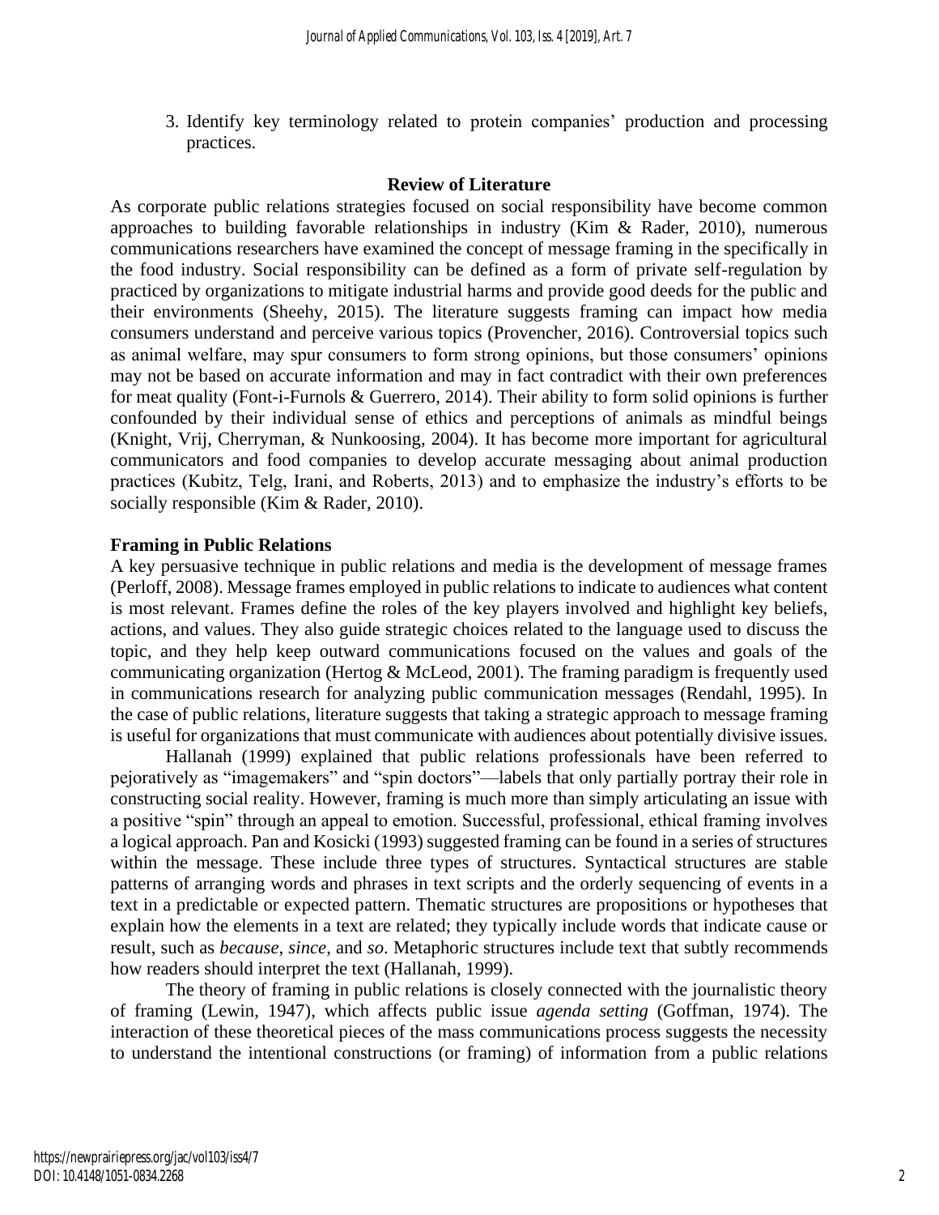3. Identify key terminology related to protein companies' production and processing practices.

## Review of Literature

As corporate public relations strategies focused on social responsibility have become common approaches to building favorable relationships in industry (Kim & Rader, 2010), numerous communications researchers have examined the concept of message framing in the specifically in the food industry. Social responsibility can be defined as a form of private self-regulation by practiced by organizations to mitigate industrial harms and provide good deeds for the public and their environments (Sheehy, 2015). The literature suggests framing can impact how media consumers understand and perceive various topics (Provencher, 2016). Controversial topics such as animal welfare, may spur consumers to form strong opinions, but those consumers' opinions may not be based on accurate information and may in fact contradict with their own preferences for meat quality (Font-i-Furnols & Guerrero, 2014). Their ability to form solid opinions is further confounded by their individual sense of ethics and perceptions of animals as mindful beings (Knight, Vrij, Cherryman, & Nunkoosing, 2004). It has become more important for agricultural communicators and food companies to develop accurate messaging about animal production practices (Kubitz, Telg, Irani, and Roberts, 2013) and to emphasize the industry's efforts to be socially responsible (Kim & Rader, 2010).

### Framing in Public Relations

A key persuasive technique in public relations and media is the development of message frames (Perloff, 2008). Message frames employed in public relations to indicate to audiences what content is most relevant. Frames define the roles of the key players involved and highlight key beliefs, actions, and values. They also guide strategic choices related to the language used to discuss the topic, and they help keep outward communications focused on the values and goals of the communicating organization (Hertog & McLeod, 2001). The framing paradigm is frequently used in communications research for analyzing public communication messages (Rendahl, 1995). In the case of public relations, literature suggests that taking a strategic approach to message framing is useful for organizations that must communicate with audiences about potentially divisive issues.

Hallanah (1999) explained that public relations professionals have been referred to pejoratively as "imagemakers" and "spin doctors"—labels that only partially portray their role in constructing social reality. However, framing is much more than simply articulating an issue with a positive "spin" through an appeal to emotion. Successful, professional, ethical framing involves a logical approach. Pan and Kosicki (1993) suggested framing can be found in a series of structures within the message. These include three types of structures. Syntactical structures are stable patterns of arranging words and phrases in text scripts and the orderly sequencing of events in a text in a predictable or expected pattern. Thematic structures are propositions or hypotheses that explain how the elements in a text are related; they typically include words that indicate cause or result, such as *because*, *since*, and *so*. Metaphoric structures include text that subtly recommends how readers should interpret the text (Hallanah, 1999).

The theory of framing in public relations is closely connected with the journalistic theory of framing (Lewin, 1947), which affects public issue *agenda setting* (Goffman, 1974). The interaction of these theoretical pieces of the mass communications process suggests the necessity to understand the intentional constructions (or framing) of information from a public relations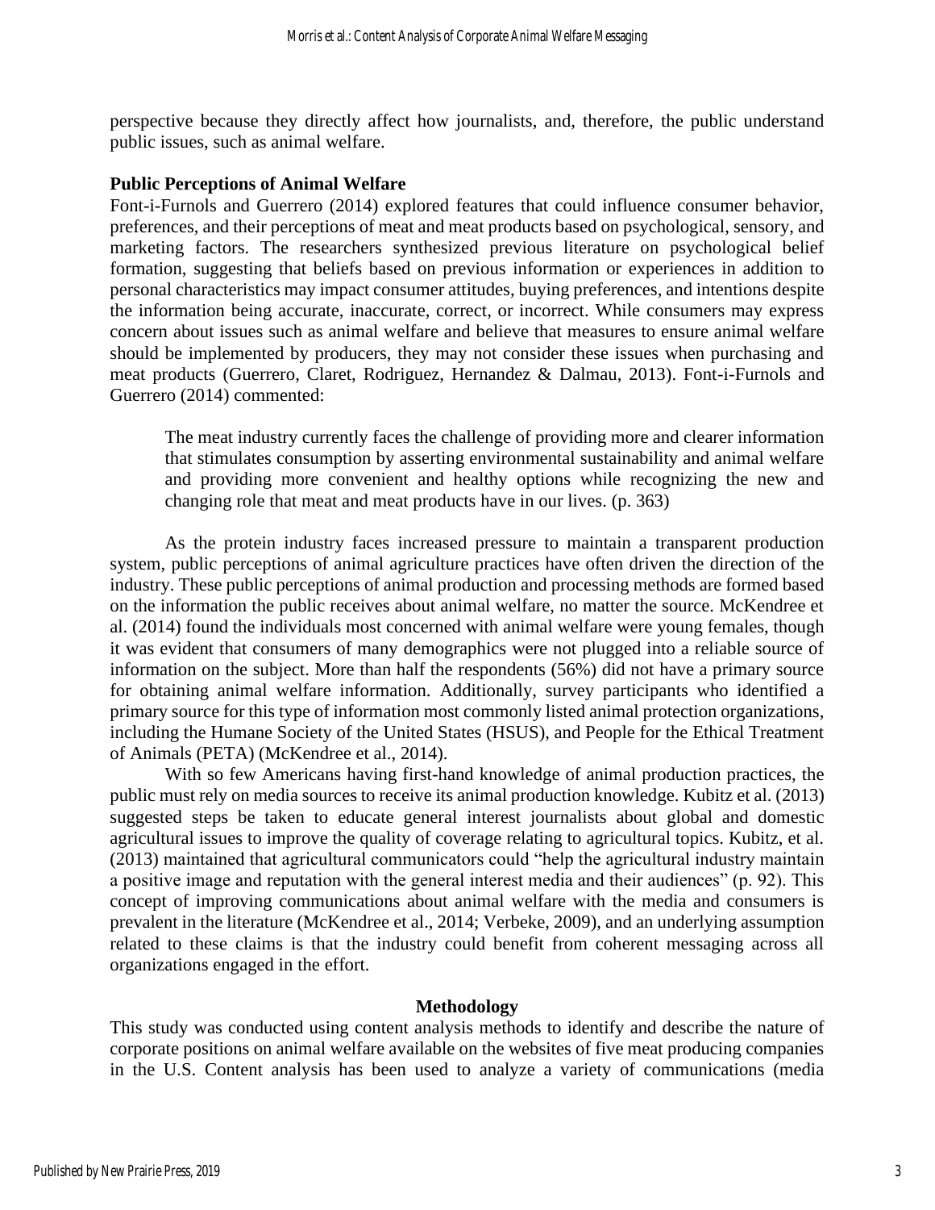perspective because they directly affect how journalists, and, therefore, the public understand public issues, such as animal welfare.

### Public Perceptions of Animal Welfare

Font-i-Furnols and Guerrero (2014) explored features that could influence consumer behavior, preferences, and their perceptions of meat and meat products based on psychological, sensory, and marketing factors. The researchers synthesized previous literature on psychological belief formation, suggesting that beliefs based on previous information or experiences in addition to personal characteristics may impact consumer attitudes, buying preferences, and intentions despite the information being accurate, inaccurate, correct, or incorrect. While consumers may express concern about issues such as animal welfare and believe that measures to ensure animal welfare should be implemented by producers, they may not consider these issues when purchasing and meat products (Guerrero, Claret, Rodriguez, Hernandez & Dalmau, 2013). Font-i-Furnols and Guerrero (2014) commented:

> The meat industry currently faces the challenge of providing more and clearer information that stimulates consumption by asserting environmental sustainability and animal welfare and providing more convenient and healthy options while recognizing the new and changing role that meat and meat products have in our lives. (p. 363)

As the protein industry faces increased pressure to maintain a transparent production system, public perceptions of animal agriculture practices have often driven the direction of the industry. These public perceptions of animal production and processing methods are formed based on the information the public receives about animal welfare, no matter the source. McKendree et al. (2014) found the individuals most concerned with animal welfare were young females, though it was evident that consumers of many demographics were not plugged into a reliable source of information on the subject. More than half the respondents (56%) did not have a primary source for obtaining animal welfare information. Additionally, survey participants who identified a primary source for this type of information most commonly listed animal protection organizations, including the Humane Society of the United States (HSUS), and People for the Ethical Treatment of Animals (PETA) (McKendree et al., 2014).

With so few Americans having first-hand knowledge of animal production practices, the public must rely on media sources to receive its animal production knowledge. Kubitz et al. (2013) suggested steps be taken to educate general interest journalists about global and domestic agricultural issues to improve the quality of coverage relating to agricultural topics. Kubitz, et al. (2013) maintained that agricultural communicators could "help the agricultural industry maintain a positive image and reputation with the general interest media and their audiences" (p. 92). This concept of improving communications about animal welfare with the media and consumers is prevalent in the literature (McKendree et al., 2014; Verbeke, 2009), and an underlying assumption related to these claims is that the industry could benefit from coherent messaging across all organizations engaged in the effort.

## Methodology

This study was conducted using content analysis methods to identify and describe the nature of corporate positions on animal welfare available on the websites of five meat producing companies in the U.S. Content analysis has been used to analyze a variety of communications (media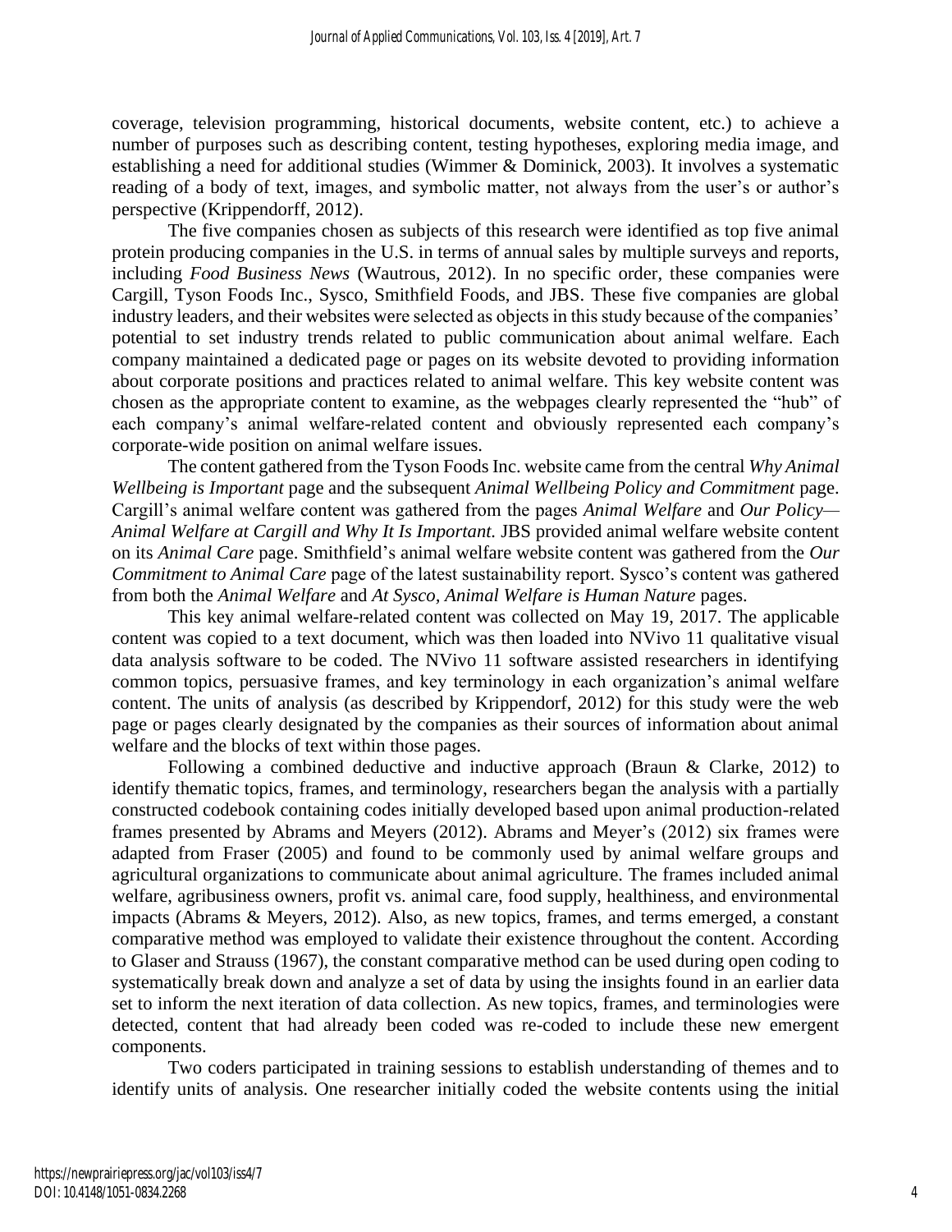coverage, television programming, historical documents, website content, etc.) to achieve a number of purposes such as describing content, testing hypotheses, exploring media image, and establishing a need for additional studies (Wimmer & Dominick, 2003). It involves a systematic reading of a body of text, images, and symbolic matter, not always from the user's or author's perspective (Krippendorff, 2012).

The five companies chosen as subjects of this research were identified as top five animal protein producing companies in the U.S. in terms of annual sales by multiple surveys and reports, including *Food Business News* (Wautrous, 2012). In no specific order, these companies were Cargill, Tyson Foods Inc., Sysco, Smithfield Foods, and JBS. These five companies are global industry leaders, and their websites were selected as objects in this study because of the companies' potential to set industry trends related to public communication about animal welfare. Each company maintained a dedicated page or pages on its website devoted to providing information about corporate positions and practices related to animal welfare. This key website content was chosen as the appropriate content to examine, as the webpages clearly represented the "hub" of each company's animal welfare-related content and obviously represented each company's corporate-wide position on animal welfare issues.

The content gathered from the Tyson Foods Inc. website came from the central *Why Animal Wellbeing is Important* page and the subsequent *Animal Wellbeing Policy and Commitment* page. Cargill's animal welfare content was gathered from the pages *Animal Welfare* and *Our Policy—Animal Welfare at Cargill and Why It Is Important*. JBS provided animal welfare website content on its *Animal Care* page. Smithfield's animal welfare website content was gathered from the *Our Commitment to Animal Care* page of the latest sustainability report. Sysco's content was gathered from both the *Animal Welfare* and *At Sysco, Animal Welfare is Human Nature* pages.

This key animal welfare-related content was collected on May 19, 2017. The applicable content was copied to a text document, which was then loaded into NVivo 11 qualitative visual data analysis software to be coded. The NVivo 11 software assisted researchers in identifying common topics, persuasive frames, and key terminology in each organization's animal welfare content. The units of analysis (as described by Krippendorf, 2012) for this study were the web page or pages clearly designated by the companies as their sources of information about animal welfare and the blocks of text within those pages.

Following a combined deductive and inductive approach (Braun & Clarke, 2012) to identify thematic topics, frames, and terminology, researchers began the analysis with a partially constructed codebook containing codes initially developed based upon animal production-related frames presented by Abrams and Meyers (2012). Abrams and Meyer's (2012) six frames were adapted from Fraser (2005) and found to be commonly used by animal welfare groups and agricultural organizations to communicate about animal agriculture. The frames included animal welfare, agribusiness owners, profit vs. animal care, food supply, healthiness, and environmental impacts (Abrams & Meyers, 2012). Also, as new topics, frames, and terms emerged, a constant comparative method was employed to validate their existence throughout the content. According to Glaser and Strauss (1967), the constant comparative method can be used during open coding to systematically break down and analyze a set of data by using the insights found in an earlier data set to inform the next iteration of data collection. As new topics, frames, and terminologies were detected, content that had already been coded was re-coded to include these new emergent components.

Two coders participated in training sessions to establish understanding of themes and to identify units of analysis. One researcher initially coded the website contents using the initial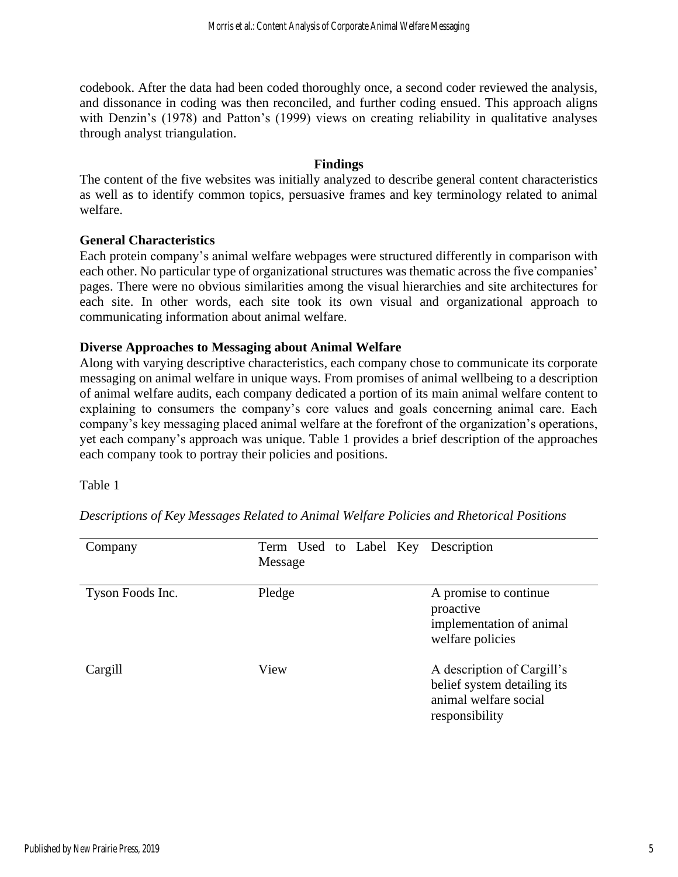codebook. After the data had been coded thoroughly once, a second coder reviewed the analysis, and dissonance in coding was then reconciled, and further coding ensued. This approach aligns with Denzin's (1978) and Patton's (1999) views on creating reliability in qualitative analyses through analyst triangulation.

## Findings

The content of the five websites was initially analyzed to describe general content characteristics as well as to identify common topics, persuasive frames and key terminology related to animal welfare.

### General Characteristics

Each protein company's animal welfare webpages were structured differently in comparison with each other. No particular type of organizational structures was thematic across the five companies' pages. There were no obvious similarities among the visual hierarchies and site architectures for each site. In other words, each site took its own visual and organizational approach to communicating information about animal welfare.

### Diverse Approaches to Messaging about Animal Welfare

Along with varying descriptive characteristics, each company chose to communicate its corporate messaging on animal welfare in unique ways. From promises of animal wellbeing to a description of animal welfare audits, each company dedicated a portion of its main animal welfare content to explaining to consumers the company's core values and goals concerning animal care. Each company's key messaging placed animal welfare at the forefront of the organization's operations, yet each company's approach was unique. Table 1 provides a brief description of the approaches each company took to portray their policies and positions.

Table 1

*Descriptions of Key Messages Related to Animal Welfare Policies and Rhetorical Positions*

| Company | Term Used to Label Key Message | Description |
|---|---|---|
| Tyson Foods Inc. | Pledge | A promise to continue proactive implementation of animal welfare policies |
| Cargill | View | A description of Cargill's belief system detailing its animal welfare social responsibility |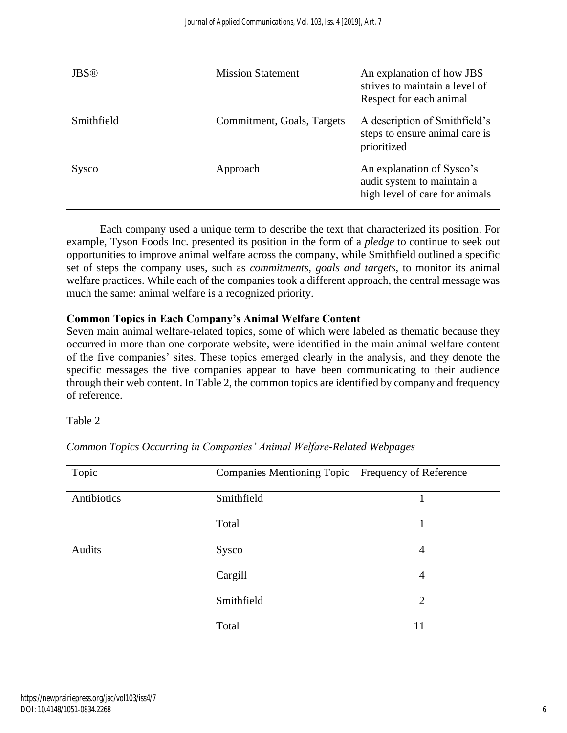| JBS® | Mission Statement | An explanation of how JBS strives to maintain a level of Respect for each animal |
|---|---|---|
| Smithfield | Commitment, Goals, Targets | A description of Smithfield's steps to ensure animal care is prioritized |
| Sysco | Approach | An explanation of Sysco's audit system to maintain a high level of care for animals |

Each company used a unique term to describe the text that characterized its position. For example, Tyson Foods Inc. presented its position in the form of a *pledge* to continue to seek out opportunities to improve animal welfare across the company, while Smithfield outlined a specific set of steps the company uses, such as *commitments, goals and targets*, to monitor its animal welfare practices. While each of the companies took a different approach, the central message was much the same: animal welfare is a recognized priority.

**Common Topics in Each Company's Animal Welfare Content**

Seven main animal welfare-related topics, some of which were labeled as thematic because they occurred in more than one corporate website, were identified in the main animal welfare content of the five companies' sites. These topics emerged clearly in the analysis, and they denote the specific messages the five companies appear to have been communicating to their audience through their web content. In Table 2, the common topics are identified by company and frequency of reference.

Table 2

*Common Topics Occurring in Companies' Animal Welfare-Related Webpages*

| Topic | Companies Mentioning Topic | Frequency of Reference |
|---|---|---|
| Antibiotics | Smithfield | 1 |
| | Total | 1 |
| Audits | Sysco | 4 |
| | Cargill | 4 |
| | Smithfield | 2 |
| | Total | 11 |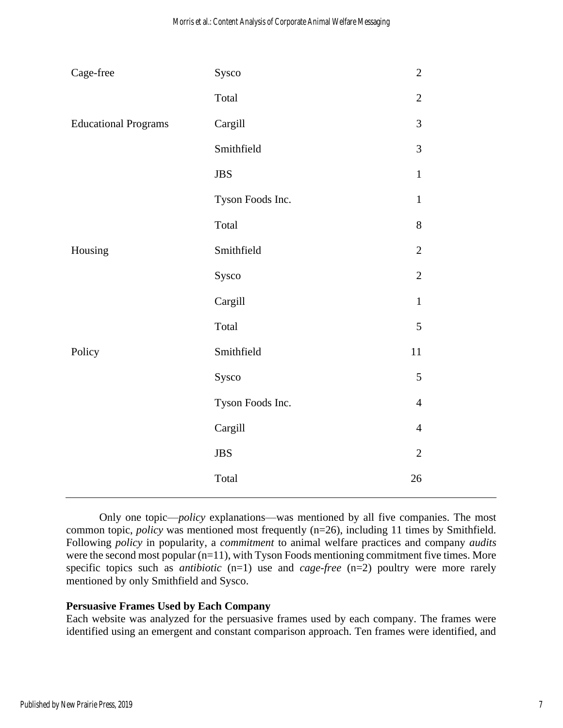| | | |
|---|---|---|
| Cage-free | Sysco | 2 |
| | Total | 2 |
| Educational Programs | Cargill | 3 |
| | Smithfield | 3 |
| | JBS | 1 |
| | Tyson Foods Inc. | 1 |
| | Total | 8 |
| Housing | Smithfield | 2 |
| | Sysco | 2 |
| | Cargill | 1 |
| | Total | 5 |
| Policy | Smithfield | 11 |
| | Sysco | 5 |
| | Tyson Foods Inc. | 4 |
| | Cargill | 4 |
| | JBS | 2 |
| | Total | 26 |

Only one topic—*policy* explanations—was mentioned by all five companies. The most common topic, *policy* was mentioned most frequently (n=26), including 11 times by Smithfield. Following *policy* in popularity, a *commitment* to animal welfare practices and company *audits* were the second most popular (n=11), with Tyson Foods mentioning commitment five times. More specific topics such as *antibiotic* (n=1) use and *cage-free* (n=2) poultry were more rarely mentioned by only Smithfield and Sysco.

**Persuasive Frames Used by Each Company**

Each website was analyzed for the persuasive frames used by each company. The frames were identified using an emergent and constant comparison approach. Ten frames were identified, and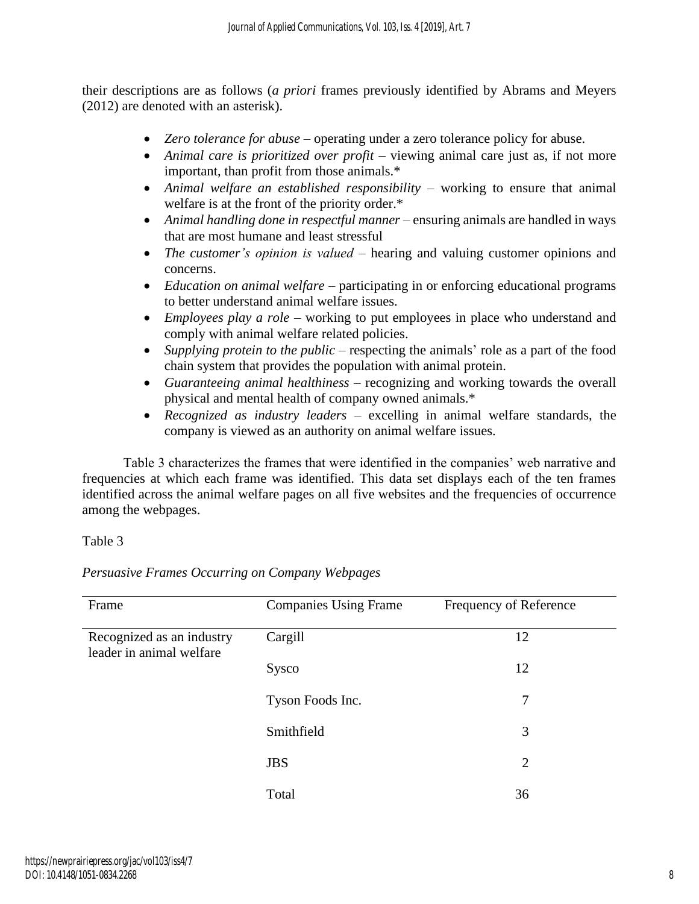their descriptions are as follows (*a priori* frames previously identified by Abrams and Meyers (2012) are denoted with an asterisk).

- *Zero tolerance for abuse* – operating under a zero tolerance policy for abuse.
- *Animal care is prioritized over profit* – viewing animal care just as, if not more important, than profit from those animals.*
- *Animal welfare an established responsibility* – working to ensure that animal welfare is at the front of the priority order.*
- *Animal handling done in respectful manner* – ensuring animals are handled in ways that are most humane and least stressful
- *The customer's opinion is valued* – hearing and valuing customer opinions and concerns.
- *Education on animal welfare* – participating in or enforcing educational programs to better understand animal welfare issues.
- *Employees play a role* – working to put employees in place who understand and comply with animal welfare related policies.
- *Supplying protein to the public* – respecting the animals' role as a part of the food chain system that provides the population with animal protein.
- *Guaranteeing animal healthiness* – recognizing and working towards the overall physical and mental health of company owned animals.*
- *Recognized as industry leaders* – excelling in animal welfare standards, the company is viewed as an authority on animal welfare issues.

Table 3 characterizes the frames that were identified in the companies' web narrative and frequencies at which each frame was identified. This data set displays each of the ten frames identified across the animal welfare pages on all five websites and the frequencies of occurrence among the webpages.

Table 3

*Persuasive Frames Occurring on Company Webpages*

| Frame | Companies Using Frame | Frequency of Reference |
|---|---|---|
| Recognized as an industry leader in animal welfare | Cargill | 12 |
| | Sysco | 12 |
| | Tyson Foods Inc. | 7 |
| | Smithfield | 3 |
| | JBS | 2 |
| | Total | 36 |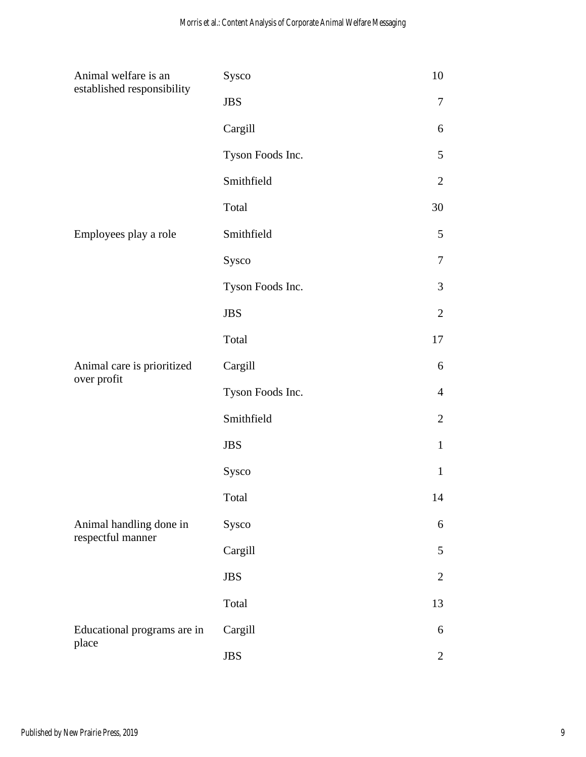| | | |
|---|---|---|
| Animal welfare is an established responsibility | Sysco | 10 |
| | JBS | 7 |
| | Cargill | 6 |
| | Tyson Foods Inc. | 5 |
| | Smithfield | 2 |
| | Total | 30 |
| Employees play a role | Smithfield | 5 |
| | Sysco | 7 |
| | Tyson Foods Inc. | 3 |
| | JBS | 2 |
| | Total | 17 |
| Animal care is prioritized over profit | Cargill | 6 |
| | Tyson Foods Inc. | 4 |
| | Smithfield | 2 |
| | JBS | 1 |
| | Sysco | 1 |
| | Total | 14 |
| Animal handling done in respectful manner | Sysco | 6 |
| | Cargill | 5 |
| | JBS | 2 |
| | Total | 13 |
| Educational programs are in place | Cargill | 6 |
| | JBS | 2 |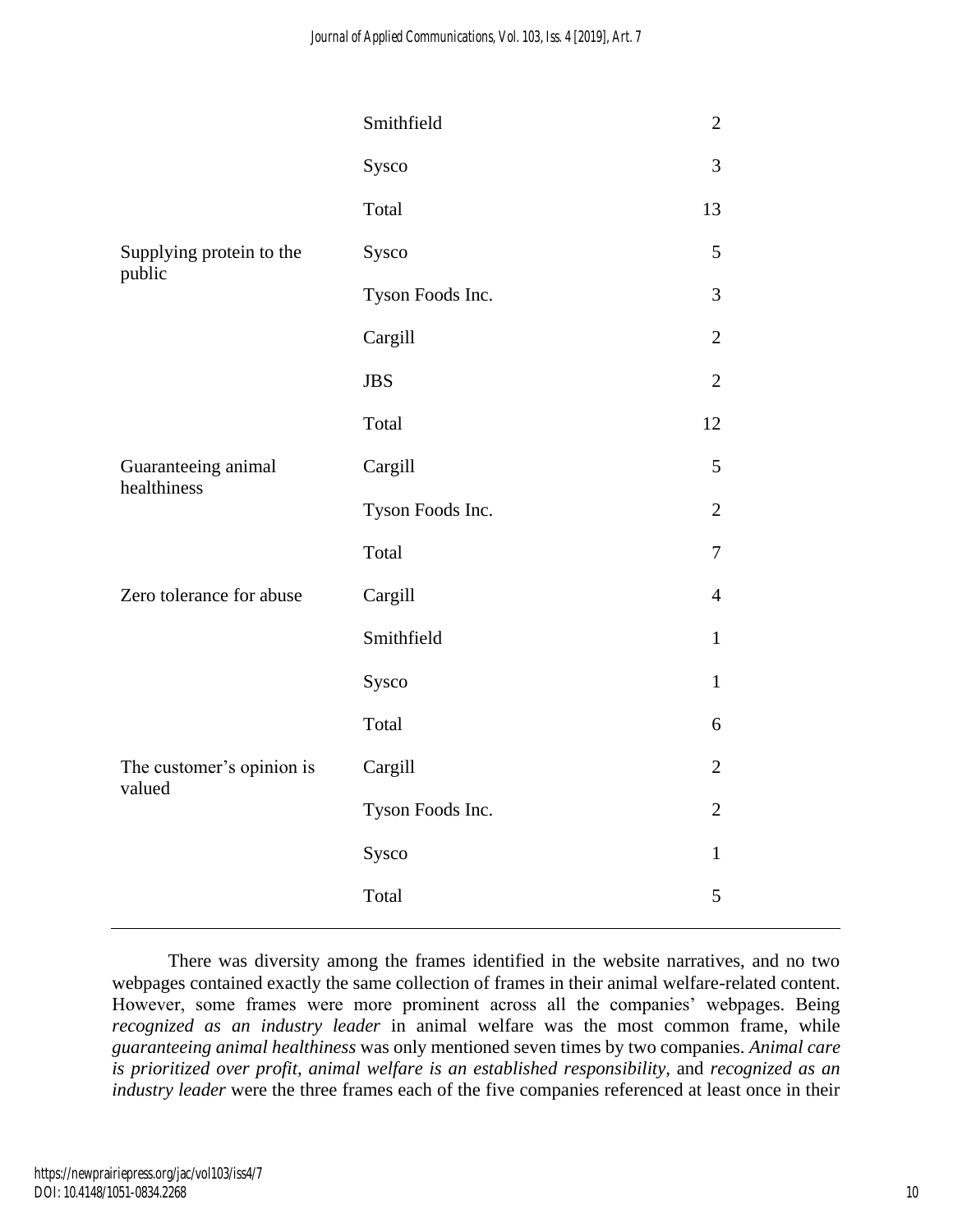| | | |
|---|---|---|
| | Smithfield | 2 |
| | Sysco | 3 |
| | Total | 13 |
| Supplying protein to the public | Sysco | 5 |
| | Tyson Foods Inc. | 3 |
| | Cargill | 2 |
| | JBS | 2 |
| | Total | 12 |
| Guaranteeing animal healthiness | Cargill | 5 |
| | Tyson Foods Inc. | 2 |
| | Total | 7 |
| Zero tolerance for abuse | Cargill | 4 |
| | Smithfield | 1 |
| | Sysco | 1 |
| | Total | 6 |
| The customer's opinion is valued | Cargill | 2 |
| | Tyson Foods Inc. | 2 |
| | Sysco | 1 |
| | Total | 5 |

There was diversity among the frames identified in the website narratives, and no two webpages contained exactly the same collection of frames in their animal welfare-related content. However, some frames were more prominent across all the companies' webpages. Being *recognized as an industry leader* in animal welfare was the most common frame, while *guaranteeing animal healthiness* was only mentioned seven times by two companies. *Animal care is prioritized over profit, animal welfare is an established responsibility,* and *recognized as an industry leader* were the three frames each of the five companies referenced at least once in their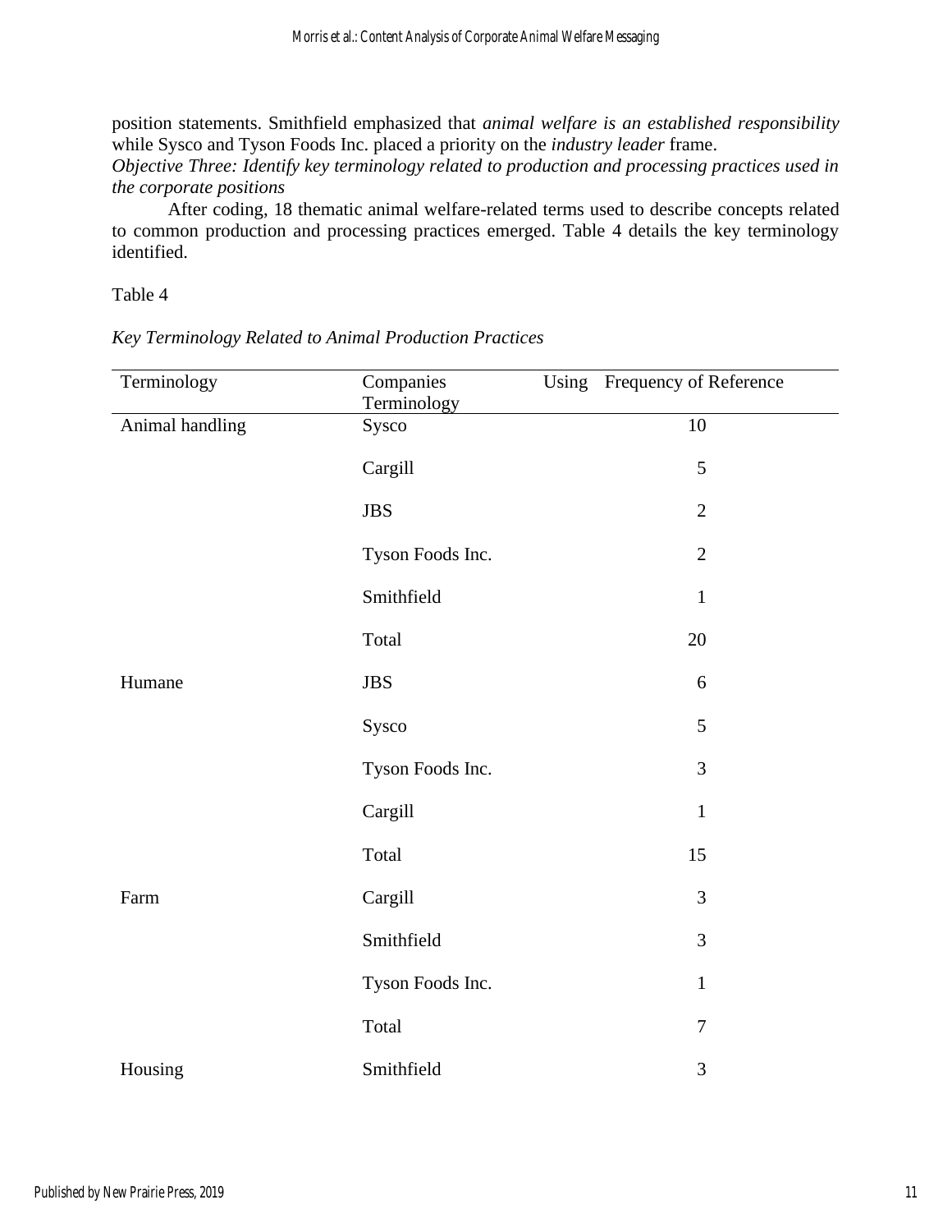position statements. Smithfield emphasized that *animal welfare is an established responsibility* while Sysco and Tyson Foods Inc. placed a priority on the *industry leader* frame.

*Objective Three: Identify key terminology related to production and processing practices used in the corporate positions*

After coding, 18 thematic animal welfare-related terms used to describe concepts related to common production and processing practices emerged. Table 4 details the key terminology identified.

Table 4

*Key Terminology Related to Animal Production Practices*

| Terminology | Companies Using Terminology | Frequency of Reference |
|---|---|---|
| Animal handling | Sysco | 10 |
| | Cargill | 5 |
| | JBS | 2 |
| | Tyson Foods Inc. | 2 |
| | Smithfield | 1 |
| | Total | 20 |
| Humane | JBS | 6 |
| | Sysco | 5 |
| | Tyson Foods Inc. | 3 |
| | Cargill | 1 |
| | Total | 15 |
| Farm | Cargill | 3 |
| | Smithfield | 3 |
| | Tyson Foods Inc. | 1 |
| | Total | 7 |
| Housing | Smithfield | 3 |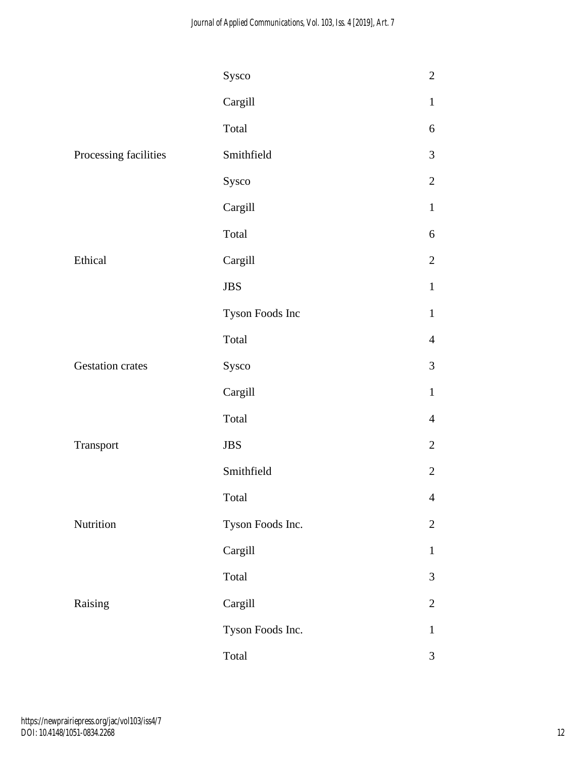| | | |
|---|---|---|
| | Sysco | 2 |
| | Cargill | 1 |
| | Total | 6 |
| Processing facilities | Smithfield | 3 |
| | Sysco | 2 |
| | Cargill | 1 |
| | Total | 6 |
| Ethical | Cargill | 2 |
| | JBS | 1 |
| | Tyson Foods Inc | 1 |
| | Total | 4 |
| Gestation crates | Sysco | 3 |
| | Cargill | 1 |
| | Total | 4 |
| Transport | JBS | 2 |
| | Smithfield | 2 |
| | Total | 4 |
| Nutrition | Tyson Foods Inc. | 2 |
| | Cargill | 1 |
| | Total | 3 |
| Raising | Cargill | 2 |
| | Tyson Foods Inc. | 1 |
| | Total | 3 |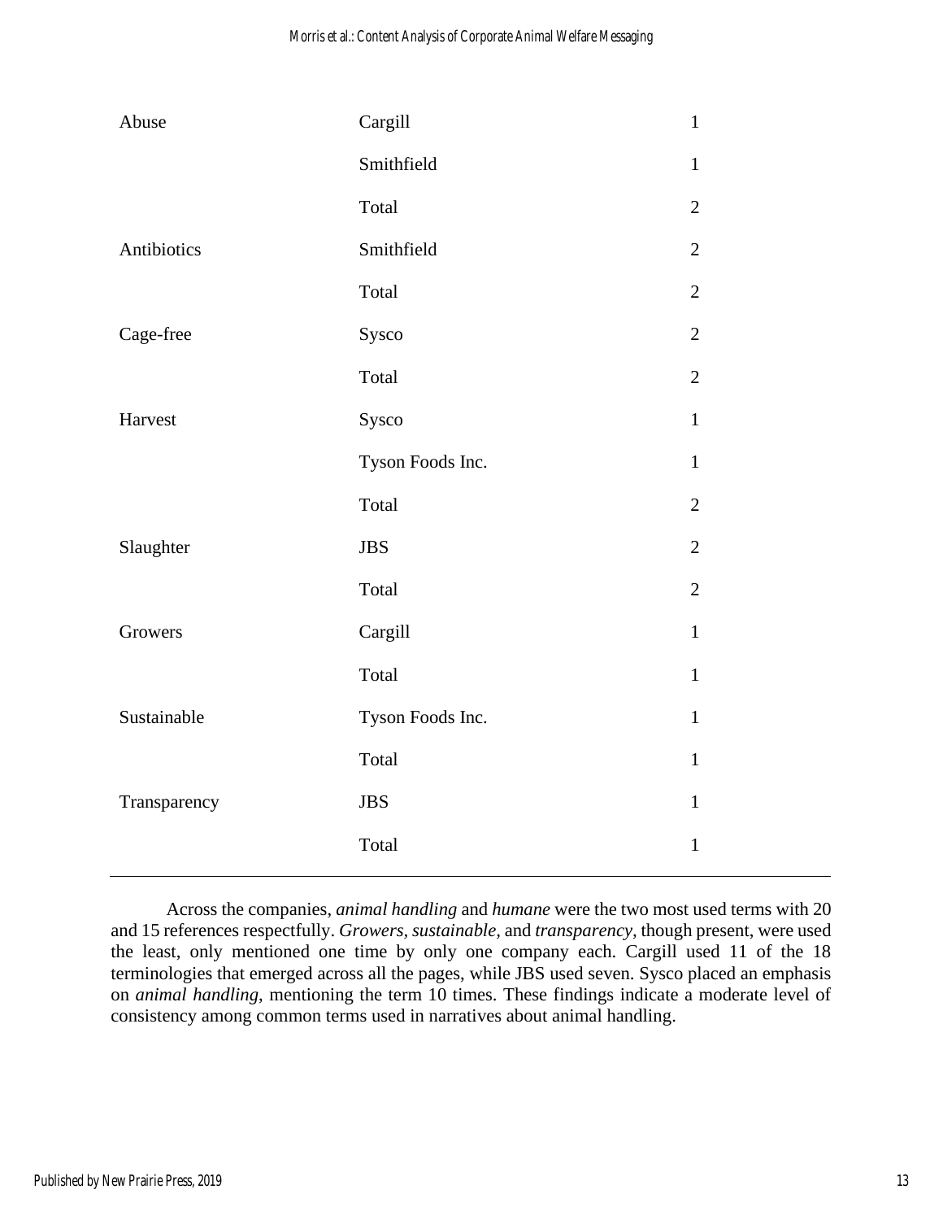| | | |
|---|---|---|
| Abuse | Cargill | 1 |
| | Smithfield | 1 |
| | Total | 2 |
| Antibiotics | Smithfield | 2 |
| | Total | 2 |
| Cage-free | Sysco | 2 |
| | Total | 2 |
| Harvest | Sysco | 1 |
| | Tyson Foods Inc. | 1 |
| | Total | 2 |
| Slaughter | JBS | 2 |
| | Total | 2 |
| Growers | Cargill | 1 |
| | Total | 1 |
| Sustainable | Tyson Foods Inc. | 1 |
| | Total | 1 |
| Transparency | JBS | 1 |
| | Total | 1 |

Across the companies, *animal handling* and *humane* were the two most used terms with 20 and 15 references respectfully. *Growers*, *sustainable*, and *transparency*, though present, were used the least, only mentioned one time by only one company each. Cargill used 11 of the 18 terminologies that emerged across all the pages, while JBS used seven. Sysco placed an emphasis on *animal handling*, mentioning the term 10 times. These findings indicate a moderate level of consistency among common terms used in narratives about animal handling.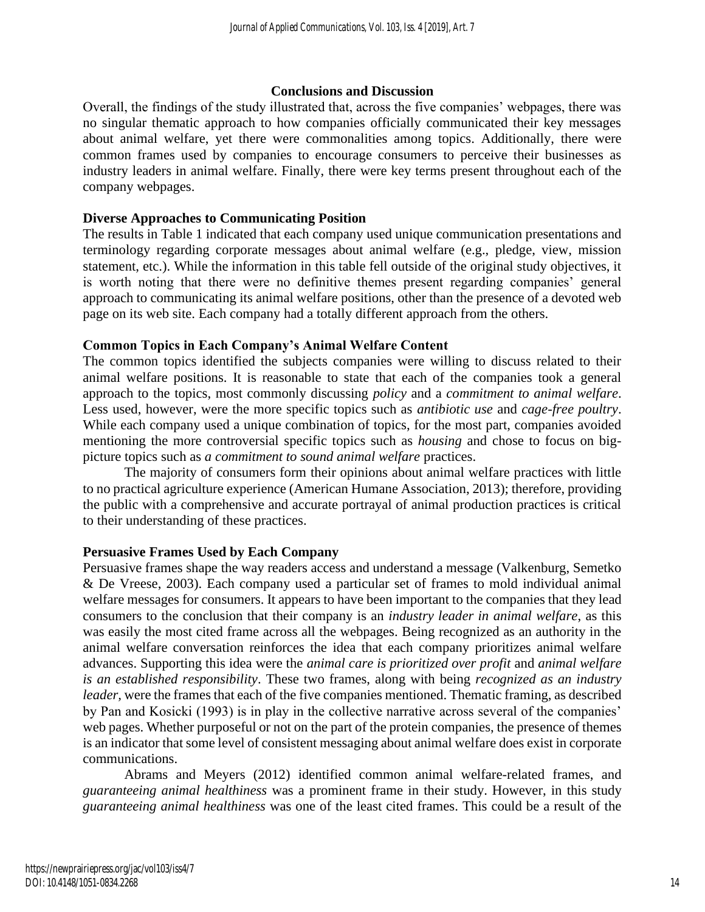## Conclusions and Discussion

Overall, the findings of the study illustrated that, across the five companies' webpages, there was no singular thematic approach to how companies officially communicated their key messages about animal welfare, yet there were commonalities among topics. Additionally, there were common frames used by companies to encourage consumers to perceive their businesses as industry leaders in animal welfare. Finally, there were key terms present throughout each of the company webpages.

### Diverse Approaches to Communicating Position

The results in Table 1 indicated that each company used unique communication presentations and terminology regarding corporate messages about animal welfare (e.g., pledge, view, mission statement, etc.). While the information in this table fell outside of the original study objectives, it is worth noting that there were no definitive themes present regarding companies' general approach to communicating its animal welfare positions, other than the presence of a devoted web page on its web site. Each company had a totally different approach from the others.

### Common Topics in Each Company's Animal Welfare Content

The common topics identified the subjects companies were willing to discuss related to their animal welfare positions. It is reasonable to state that each of the companies took a general approach to the topics, most commonly discussing *policy* and a *commitment to animal welfare*. Less used, however, were the more specific topics such as *antibiotic use* and *cage-free poultry*. While each company used a unique combination of topics, for the most part, companies avoided mentioning the more controversial specific topics such as *housing* and chose to focus on big-picture topics such as *a commitment to sound animal welfare* practices.

The majority of consumers form their opinions about animal welfare practices with little to no practical agriculture experience (American Humane Association, 2013); therefore, providing the public with a comprehensive and accurate portrayal of animal production practices is critical to their understanding of these practices.

### Persuasive Frames Used by Each Company

Persuasive frames shape the way readers access and understand a message (Valkenburg, Semetko & De Vreese, 2003). Each company used a particular set of frames to mold individual animal welfare messages for consumers. It appears to have been important to the companies that they lead consumers to the conclusion that their company is an *industry leader in animal welfare*, as this was easily the most cited frame across all the webpages. Being recognized as an authority in the animal welfare conversation reinforces the idea that each company prioritizes animal welfare advances. Supporting this idea were the *animal care is prioritized over profit* and *animal welfare is an established responsibility*. These two frames, along with being *recognized as an industry leader*, were the frames that each of the five companies mentioned. Thematic framing, as described by Pan and Kosicki (1993) is in play in the collective narrative across several of the companies' web pages. Whether purposeful or not on the part of the protein companies, the presence of themes is an indicator that some level of consistent messaging about animal welfare does exist in corporate communications.

Abrams and Meyers (2012) identified common animal welfare-related frames, and *guaranteeing animal healthiness* was a prominent frame in their study. However, in this study *guaranteeing animal healthiness* was one of the least cited frames. This could be a result of the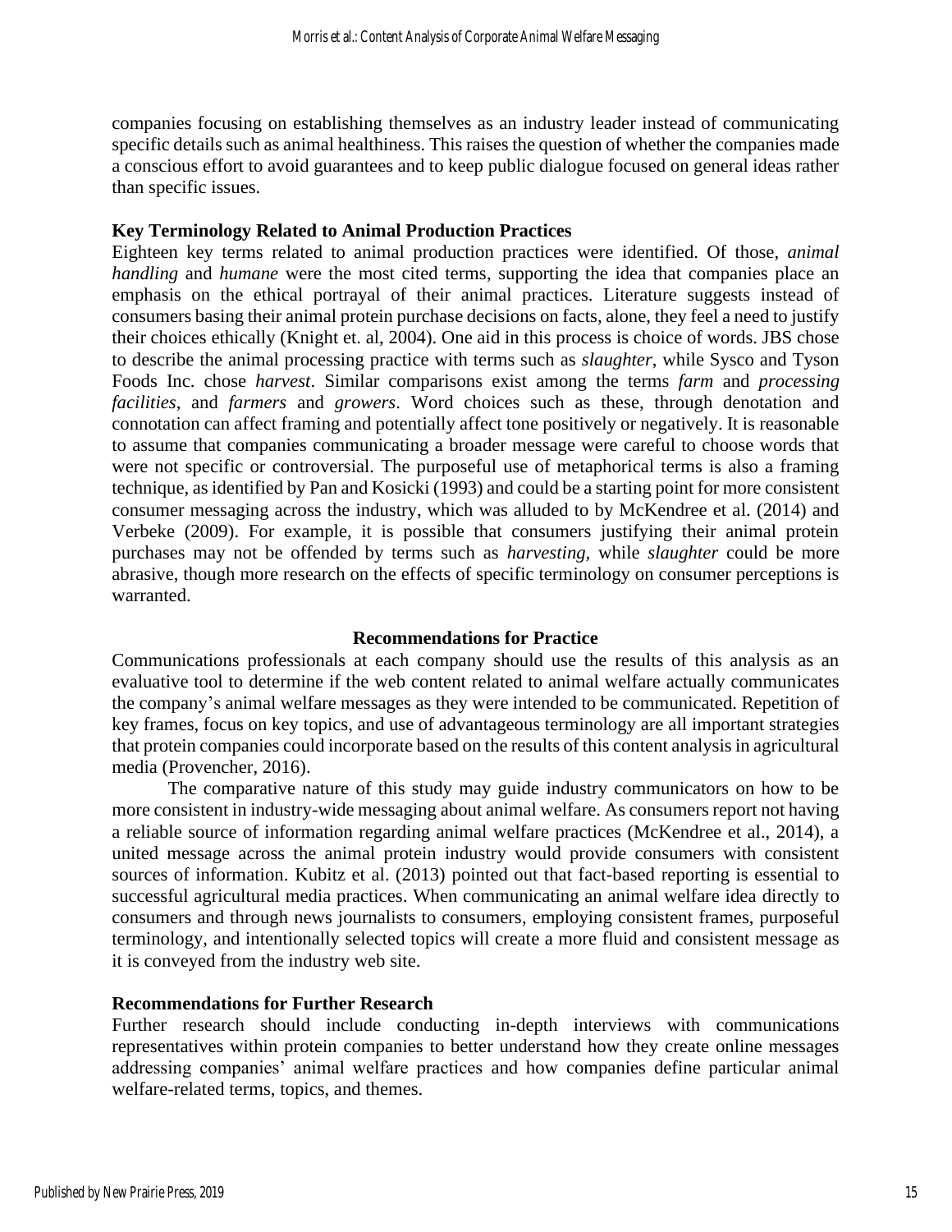companies focusing on establishing themselves as an industry leader instead of communicating specific details such as animal healthiness. This raises the question of whether the companies made a conscious effort to avoid guarantees and to keep public dialogue focused on general ideas rather than specific issues.

### Key Terminology Related to Animal Production Practices

Eighteen key terms related to animal production practices were identified. Of those, *animal handling* and *humane* were the most cited terms, supporting the idea that companies place an emphasis on the ethical portrayal of their animal practices. Literature suggests instead of consumers basing their animal protein purchase decisions on facts, alone, they feel a need to justify their choices ethically (Knight et. al, 2004). One aid in this process is choice of words. JBS chose to describe the animal processing practice with terms such as *slaughter*, while Sysco and Tyson Foods Inc. chose *harvest*. Similar comparisons exist among the terms *farm* and *processing facilities*, and *farmers* and *growers*. Word choices such as these, through denotation and connotation can affect framing and potentially affect tone positively or negatively. It is reasonable to assume that companies communicating a broader message were careful to choose words that were not specific or controversial. The purposeful use of metaphorical terms is also a framing technique, as identified by Pan and Kosicki (1993) and could be a starting point for more consistent consumer messaging across the industry, which was alluded to by McKendree et al. (2014) and Verbeke (2009). For example, it is possible that consumers justifying their animal protein purchases may not be offended by terms such as *harvesting*, while *slaughter* could be more abrasive, though more research on the effects of specific terminology on consumer perceptions is warranted.

## Recommendations for Practice

Communications professionals at each company should use the results of this analysis as an evaluative tool to determine if the web content related to animal welfare actually communicates the company's animal welfare messages as they were intended to be communicated. Repetition of key frames, focus on key topics, and use of advantageous terminology are all important strategies that protein companies could incorporate based on the results of this content analysis in agricultural media (Provencher, 2016).

The comparative nature of this study may guide industry communicators on how to be more consistent in industry-wide messaging about animal welfare. As consumers report not having a reliable source of information regarding animal welfare practices (McKendree et al., 2014), a united message across the animal protein industry would provide consumers with consistent sources of information. Kubitz et al. (2013) pointed out that fact-based reporting is essential to successful agricultural media practices. When communicating an animal welfare idea directly to consumers and through news journalists to consumers, employing consistent frames, purposeful terminology, and intentionally selected topics will create a more fluid and consistent message as it is conveyed from the industry web site.

### Recommendations for Further Research

Further research should include conducting in-depth interviews with communications representatives within protein companies to better understand how they create online messages addressing companies' animal welfare practices and how companies define particular animal welfare-related terms, topics, and themes.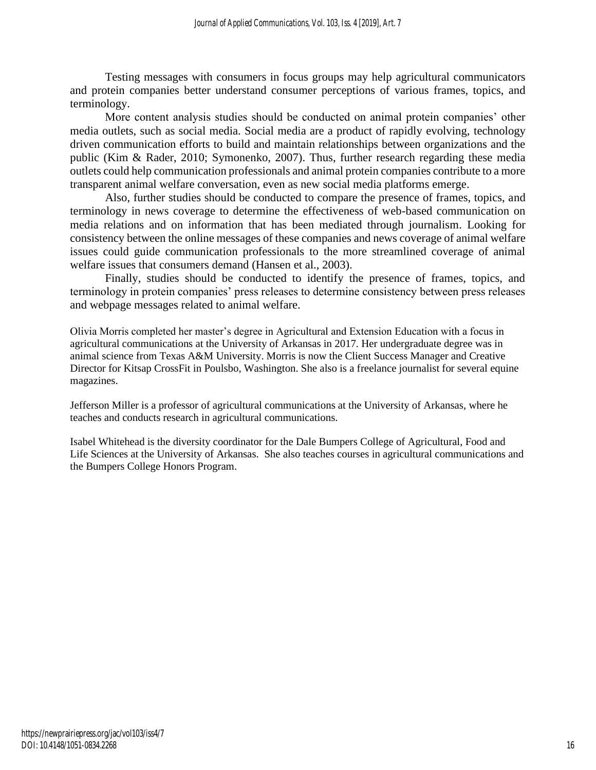Testing messages with consumers in focus groups may help agricultural communicators and protein companies better understand consumer perceptions of various frames, topics, and terminology.

More content analysis studies should be conducted on animal protein companies' other media outlets, such as social media. Social media are a product of rapidly evolving, technology driven communication efforts to build and maintain relationships between organizations and the public (Kim & Rader, 2010; Symonenko, 2007). Thus, further research regarding these media outlets could help communication professionals and animal protein companies contribute to a more transparent animal welfare conversation, even as new social media platforms emerge.

Also, further studies should be conducted to compare the presence of frames, topics, and terminology in news coverage to determine the effectiveness of web-based communication on media relations and on information that has been mediated through journalism. Looking for consistency between the online messages of these companies and news coverage of animal welfare issues could guide communication professionals to the more streamlined coverage of animal welfare issues that consumers demand (Hansen et al., 2003).

Finally, studies should be conducted to identify the presence of frames, topics, and terminology in protein companies' press releases to determine consistency between press releases and webpage messages related to animal welfare.

Olivia Morris completed her master's degree in Agricultural and Extension Education with a focus in agricultural communications at the University of Arkansas in 2017. Her undergraduate degree was in animal science from Texas A&M University. Morris is now the Client Success Manager and Creative Director for Kitsap CrossFit in Poulsbo, Washington. She also is a freelance journalist for several equine magazines.

Jefferson Miller is a professor of agricultural communications at the University of Arkansas, where he teaches and conducts research in agricultural communications.

Isabel Whitehead is the diversity coordinator for the Dale Bumpers College of Agricultural, Food and Life Sciences at the University of Arkansas. She also teaches courses in agricultural communications and the Bumpers College Honors Program.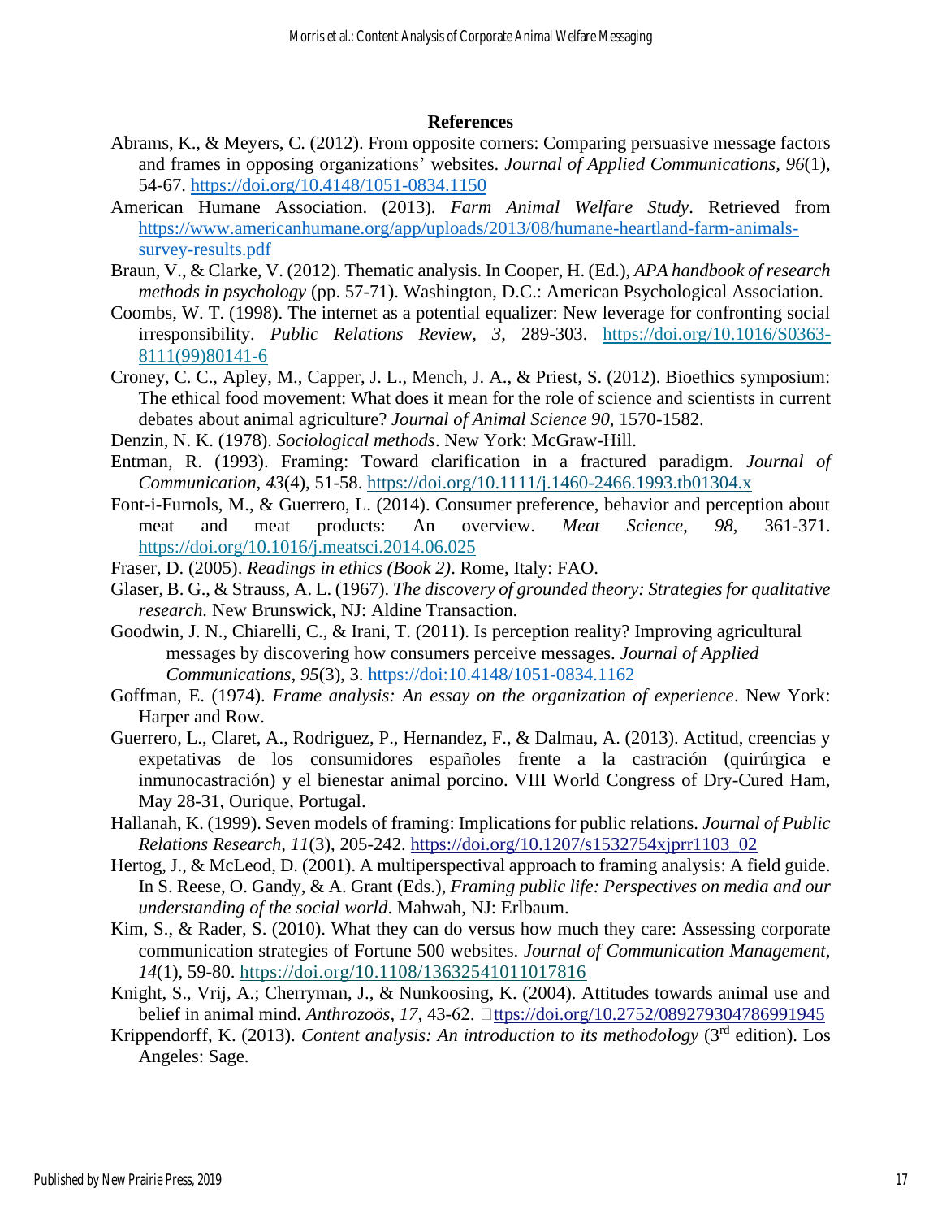## References

Abrams, K., & Meyers, C. (2012). From opposite corners: Comparing persuasive message factors and frames in opposing organizations' websites. *Journal of Applied Communications, 96*(1), 54-67. https://doi.org/10.4148/1051-0834.1150

American Humane Association. (2013). *Farm Animal Welfare Study*. Retrieved from https://www.americanhumane.org/app/uploads/2013/08/humane-heartland-farm-animals-survey-results.pdf

Braun, V., & Clarke, V. (2012). Thematic analysis. In Cooper, H. (Ed.), *APA handbook of research methods in psychology* (pp. 57-71). Washington, D.C.: American Psychological Association.

Coombs, W. T. (1998). The internet as a potential equalizer: New leverage for confronting social irresponsibility. *Public Relations Review, 3*, 289-303. https://doi.org/10.1016/S0363-8111(99)80141-6

Croney, C. C., Apley, M., Capper, J. L., Mench, J. A., & Priest, S. (2012). Bioethics symposium: The ethical food movement: What does it mean for the role of science and scientists in current debates about animal agriculture? *Journal of Animal Science 90,* 1570-1582.

Denzin, N. K. (1978). *Sociological methods*. New York: McGraw-Hill.

Entman, R. (1993). Framing: Toward clarification in a fractured paradigm. *Journal of Communication, 43*(4), 51-58. https://doi.org/10.1111/j.1460-2466.1993.tb01304.x

Font-i-Furnols, M., & Guerrero, L. (2014). Consumer preference, behavior and perception about meat and meat products: An overview. *Meat Science*, *98*, 361-371. https://doi.org/10.1016/j.meatsci.2014.06.025

Fraser, D. (2005). *Readings in ethics (Book 2)*. Rome, Italy: FAO.

Glaser, B. G., & Strauss, A. L. (1967). *The discovery of grounded theory: Strategies for qualitative research.* New Brunswick, NJ: Aldine Transaction.

Goodwin, J. N., Chiarelli, C., & Irani, T. (2011). Is perception reality? Improving agricultural messages by discovering how consumers perceive messages. *Journal of Applied Communications, 95*(3), 3. https://doi:10.4148/1051-0834.1162

Goffman, E. (1974). *Frame analysis: An essay on the organization of experience*. New York: Harper and Row.

Guerrero, L., Claret, A., Rodriguez, P., Hernandez, F., & Dalmau, A. (2013). Actitud, creencias y expetativas de los consumidores españoles frente a la castración (quirúrgica e inmunocastración) y el bienestar animal porcino. VIII World Congress of Dry-Cured Ham, May 28-31, Ourique, Portugal.

Hallanah, K. (1999). Seven models of framing: Implications for public relations. *Journal of Public Relations Research, 11*(3), 205-242. https://doi.org/10.1207/s1532754xjprr1103_02

Hertog, J., & McLeod, D. (2001). A multiperspectival approach to framing analysis: A field guide. In S. Reese, O. Gandy, & A. Grant (Eds.), *Framing public life: Perspectives on media and our understanding of the social world*. Mahwah, NJ: Erlbaum.

Kim, S., & Rader, S. (2010). What they can do versus how much they care: Assessing corporate communication strategies of Fortune 500 websites. *Journal of Communication Management, 14*(1), 59-80. https://doi.org/10.1108/13632541011017816

Knight, S., Vrij, A.; Cherryman, J., & Nunkoosing, K. (2004). Attitudes towards animal use and belief in animal mind. *Anthrozoös, 17*, 43-62. ttps://doi.org/10.2752/089279304786991945

Krippendorff, K. (2013). *Content analysis: An introduction to its methodology* (3rd edition). Los Angeles: Sage.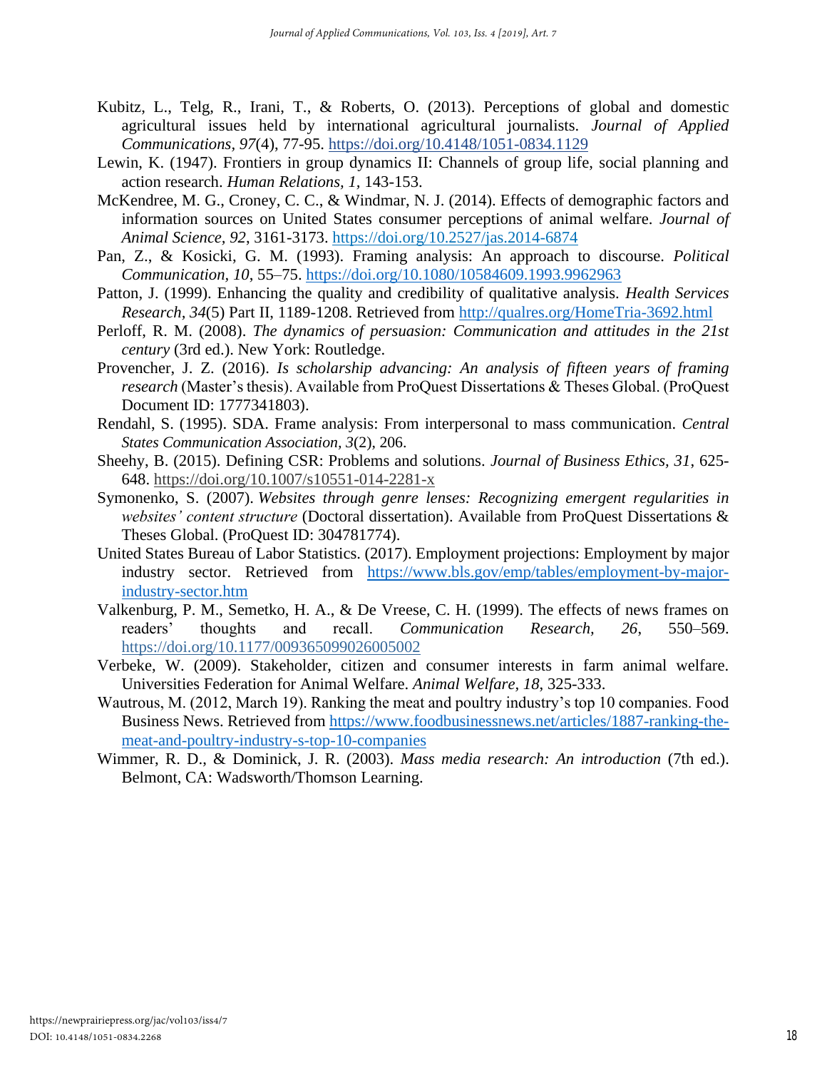Kubitz, L., Telg, R., Irani, T., & Roberts, O. (2013). Perceptions of global and domestic agricultural issues held by international agricultural journalists. *Journal of Applied Communications*, *97*(4), 77-95. https://doi.org/10.4148/1051-0834.1129

Lewin, K. (1947). Frontiers in group dynamics II: Channels of group life, social planning and action research. *Human Relations, 1*, 143-153.

McKendree, M. G., Croney, C. C., & Windmar, N. J. (2014). Effects of demographic factors and information sources on United States consumer perceptions of animal welfare. *Journal of Animal Science*, *92*, 3161-3173. https://doi.org/10.2527/jas.2014-6874

Pan, Z., & Kosicki, G. M. (1993). Framing analysis: An approach to discourse. *Political Communication*, *10*, 55–75. https://doi.org/10.1080/10584609.1993.9962963

Patton, J. (1999). Enhancing the quality and credibility of qualitative analysis. *Health Services Research*, *34*(5) Part II, 1189-1208. Retrieved from http://qualres.org/HomeTria-3692.html

Perloff, R. M. (2008). *The dynamics of persuasion: Communication and attitudes in the 21st century* (3rd ed.). New York: Routledge.

Provencher, J. Z. (2016). *Is scholarship advancing: An analysis of fifteen years of framing research* (Master's thesis). Available from ProQuest Dissertations & Theses Global. (ProQuest Document ID: 1777341803).

Rendahl, S. (1995). SDA. Frame analysis: From interpersonal to mass communication. *Central States Communication Association, 3*(2), 206.

Sheehy, B. (2015). Defining CSR: Problems and solutions. *Journal of Business Ethics, 31*, 625-648. https://doi.org/10.1007/s10551-014-2281-x

Symonenko, S. (2007). *Websites through genre lenses: Recognizing emergent regularities in websites' content structure* (Doctoral dissertation). Available from ProQuest Dissertations & Theses Global. (ProQuest ID: 304781774).

United States Bureau of Labor Statistics. (2017). Employment projections: Employment by major industry sector. Retrieved from https://www.bls.gov/emp/tables/employment-by-major-industry-sector.htm

Valkenburg, P. M., Semetko, H. A., & De Vreese, C. H. (1999). The effects of news frames on readers' thoughts and recall. *Communication Research, 26*, 550–569. https://doi.org/10.1177/009365099026005002

Verbeke, W. (2009). Stakeholder, citizen and consumer interests in farm animal welfare. Universities Federation for Animal Welfare. *Animal Welfare, 18*, 325-333.

Wautrous, M. (2012, March 19). Ranking the meat and poultry industry's top 10 companies. Food Business News. Retrieved from https://www.foodbusinessnews.net/articles/1887-ranking-the-meat-and-poultry-industry-s-top-10-companies

Wimmer, R. D., & Dominick, J. R. (2003). *Mass media research: An introduction* (7th ed.). Belmont, CA: Wadsworth/Thomson Learning.